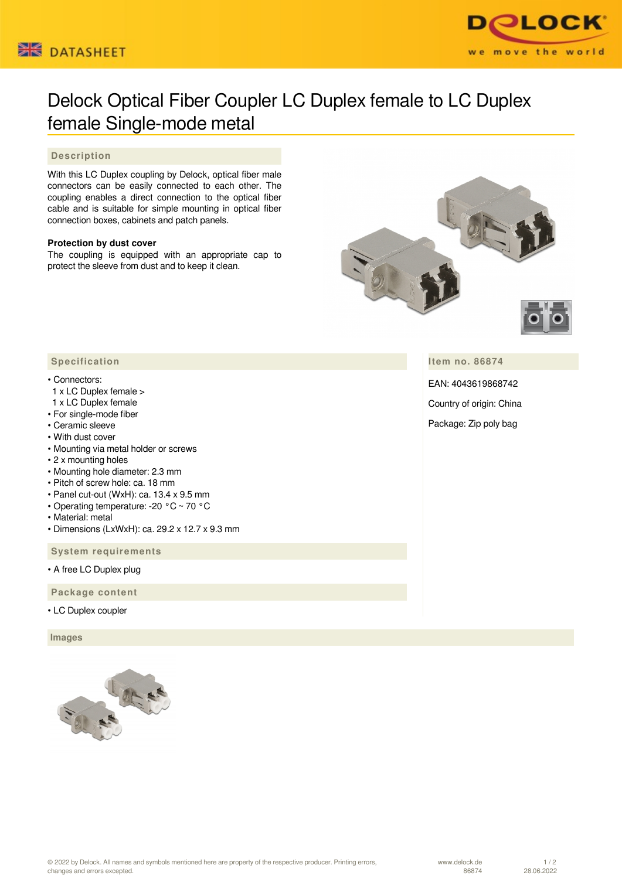# Delock Optical Fiber Coupler LC Duplex female to LC Duplex female Single-mode metal

## Description

With this LC Duplex coupling by Delock, optical fiber male connectors can be easily connected to each other. The coupling enables a direct connection to the optical fiber cable and is suitable for simple mounting in optical fiber connection boxes, cabinets and patch panels.

**Protection by dust cover**
The coupling is equipped with an appropriate cap to protect the sleeve from dust and to keep it clean.

## Specification

- Connectors:
  1 x LC Duplex female >
  1 x LC Duplex female
- For single-mode fiber
- Ceramic sleeve
- With dust cover
- Mounting via metal holder or screws
- 2 x mounting holes
- Mounting hole diameter: 2.3 mm
- Pitch of screw hole: ca. 18 mm
- Panel cut-out (WxH): ca. 13.4 x 9.5 mm
- Operating temperature: -20 °C ~ 70 °C
- Material: metal
- Dimensions (LxWxH): ca. 29.2 x 12.7 x 9.3 mm

## System requirements

- A free LC Duplex plug

## Package content

- LC Duplex coupler

## Item no. 86874

EAN: 4043619868742

Country of origin: China

Package: Zip poly bag

## Images

© 2022 by Delock. All names and symbols mentioned here are property of the respective producer. Printing errors, changes and errors excepted.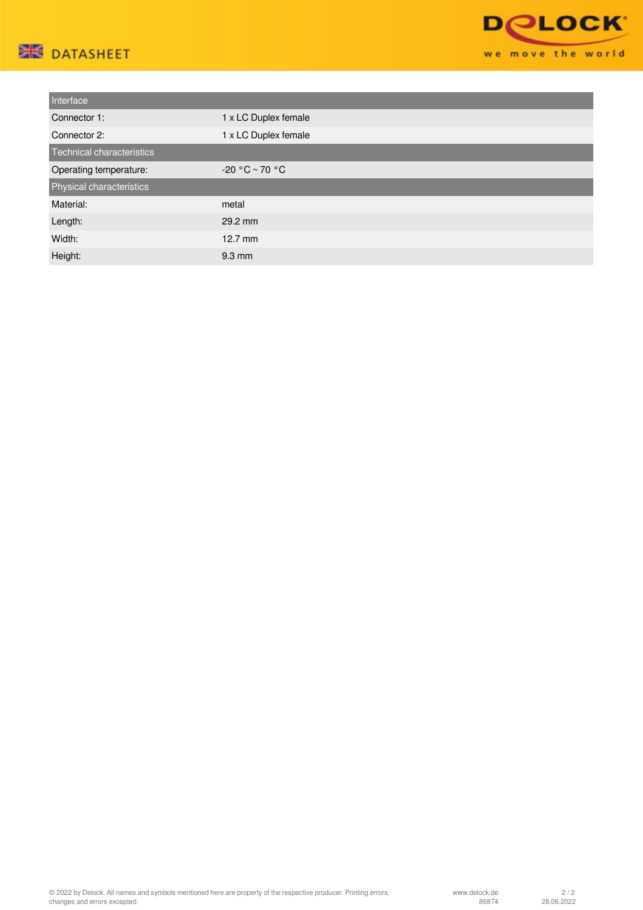| Interface | |
|---|---|
| Connector 1: | 1 x LC Duplex female |
| Connector 2: | 1 x LC Duplex female |
| **Technical characteristics** | |
| Operating temperature: | -20 °C ~ 70 °C |
| **Physical characteristics** | |
| Material: | metal |
| Length: | 29.2 mm |
| Width: | 12.7 mm |
| Height: | 9.3 mm |

© 2022 by Delock. All names and symbols mentioned here are property of the respective producer. Printing errors, changes and errors excepted.

www.delock.de
86874
28.06.2022